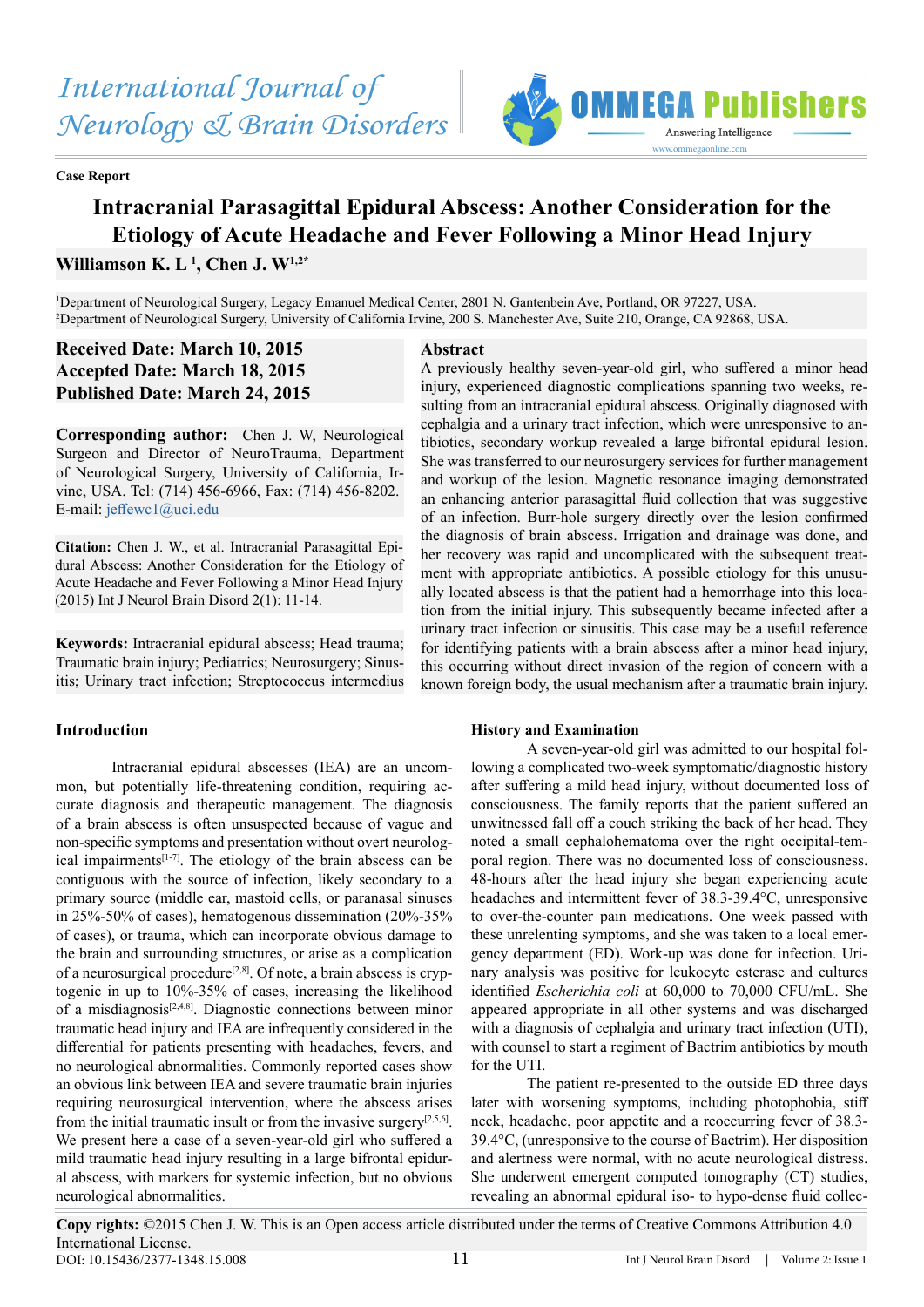Case Report

# Intracranial Parasagittal Epidural Abscess: Another Consideration for the Etiology of Acute Headache and Fever Following a Minor Head Injury

**Williamson K. L [1], Chen J. W[1,2*]**

[1]Department of Neurological Surgery, Legacy Emanuel Medical Center, 2801 N. Gantenbein Ave, Portland, OR 97227, USA.
[2]Department of Neurological Surgery, University of California Irvine, 200 S. Manchester Ave, Suite 210, Orange, CA 92868, USA.

**Received Date: March 10, 2015**
**Accepted Date: March 18, 2015**
**Published Date: March 24, 2015**

**Corresponding author:** Chen J. W, Neurological Surgeon and Director of NeuroTrauma, Department of Neurological Surgery, University of California, Irvine, USA. Tel: (714) 456-6966, Fax: (714) 456-8202. E-mail: jeffewc1@uci.edu

**Citation:** Chen J. W., et al. Intracranial Parasagittal Epidural Abscess: Another Consideration for the Etiology of Acute Headache and Fever Following a Minor Head Injury (2015) Int J Neurol Brain Disord 2(1): 11-14.

**Keywords:** Intracranial epidural abscess; Head trauma; Traumatic brain injury; Pediatrics; Neurosurgery; Sinusitis; Urinary tract infection; Streptococcus intermedius

## Abstract

A previously healthy seven-year-old girl, who suffered a minor head injury, experienced diagnostic complications spanning two weeks, resulting from an intracranial epidural abscess. Originally diagnosed with cephalgia and a urinary tract infection, which were unresponsive to antibiotics, secondary workup revealed a large bifrontal epidural lesion. She was transferred to our neurosurgery services for further management and workup of the lesion. Magnetic resonance imaging demonstrated an enhancing anterior parasagittal fluid collection that was suggestive of an infection. Burr-hole surgery directly over the lesion confirmed the diagnosis of brain abscess. Irrigation and drainage was done, and her recovery was rapid and uncomplicated with the subsequent treatment with appropriate antibiotics. A possible etiology for this unusually located abscess is that the patient had a hemorrhage into this location from the initial injury. This subsequently became infected after a urinary tract infection or sinusitis. This case may be a useful reference for identifying patients with a brain abscess after a minor head injury, this occurring without direct invasion of the region of concern with a known foreign body, the usual mechanism after a traumatic brain injury.

## Introduction

Intracranial epidural abscesses (IEA) are an uncommon, but potentially life-threatening condition, requiring accurate diagnosis and therapeutic management. The diagnosis of a brain abscess is often unsuspected because of vague and non-specific symptoms and presentation without overt neurological impairments[1-7]. The etiology of the brain abscess can be contiguous with the source of infection, likely secondary to a primary source (middle ear, mastoid cells, or paranasal sinuses in 25%-50% of cases), hematogenous dissemination (20%-35% of cases), or trauma, which can incorporate obvious damage to the brain and surrounding structures, or arise as a complication of a neurosurgical procedure[2,8]. Of note, a brain abscess is cryptogenic in up to 10%-35% of cases, increasing the likelihood of a misdiagnosis[2,4,8]. Diagnostic connections between minor traumatic head injury and IEA are infrequently considered in the differential for patients presenting with headaches, fevers, and no neurological abnormalities. Commonly reported cases show an obvious link between IEA and severe traumatic brain injuries requiring neurosurgical intervention, where the abscess arises from the initial traumatic insult or from the invasive surgery[2,5,6]. We present here a case of a seven-year-old girl who suffered a mild traumatic head injury resulting in a large bifrontal epidural abscess, with markers for systemic infection, but no obvious neurological abnormalities.

## History and Examination

A seven-year-old girl was admitted to our hospital following a complicated two-week symptomatic/diagnostic history after suffering a mild head injury, without documented loss of consciousness. The family reports that the patient suffered an unwitnessed fall off a couch striking the back of her head. They noted a small cephalohematoma over the right occipital-temporal region. There was no documented loss of consciousness. 48-hours after the head injury she began experiencing acute headaches and intermittent fever of 38.3-39.4°C, unresponsive to over-the-counter pain medications. One week passed with these unrelenting symptoms, and she was taken to a local emergency department (ED). Work-up was done for infection. Urinary analysis was positive for leukocyte esterase and cultures identified *Escherichia coli* at 60,000 to 70,000 CFU/mL. She appeared appropriate in all other systems and was discharged with a diagnosis of cephalgia and urinary tract infection (UTI), with counsel to start a regiment of Bactrim antibiotics by mouth for the UTI.

The patient re-presented to the outside ED three days later with worsening symptoms, including photophobia, stiff neck, headache, poor appetite and a reoccurring fever of 38.3-39.4°C, (unresponsive to the course of Bactrim). Her disposition and alertness were normal, with no acute neurological distress. She underwent emergent computed tomography (CT) studies, revealing an abnormal epidural iso- to hypo-dense fluid collec-

**Copy rights:** ©2015 Chen J. W. This is an Open access article distributed under the terms of Creative Commons Attribution 4.0 International License.

DOI: 10.15436/2377-1348.15.008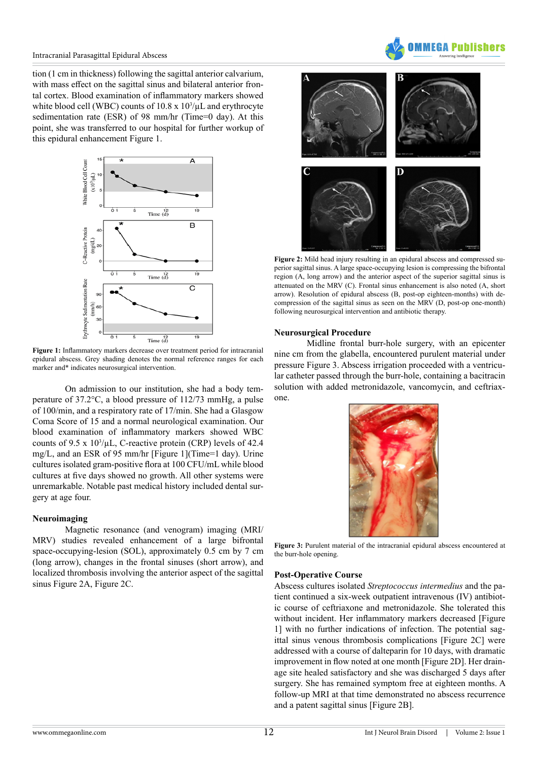tion (1 cm in thickness) following the sagittal anterior calvarium, with mass effect on the sagittal sinus and bilateral anterior frontal cortex. Blood examination of inflammatory markers showed white blood cell (WBC) counts of 10.8 x $10^3$/µL and erythrocyte sedimentation rate (ESR) of 98 mm/hr (Time=0 day). At this point, she was transferred to our hospital for further workup of this epidural enhancement Figure 1.

**Figure 1:** Inflammatory markers decrease over treatment period for intracranial epidural abscess. Grey shading denotes the normal reference ranges for each marker and* indicates neurosurgical intervention.

On admission to our institution, she had a body temperature of 37.2°C, a blood pressure of 112/73 mmHg, a pulse of 100/min, and a respiratory rate of 17/min. She had a Glasgow Coma Score of 15 and a normal neurological examination. Our blood examination of inflammatory markers showed WBC counts of 9.5 x $10^3$/µL, C-reactive protein (CRP) levels of 42.4 mg/L, and an ESR of 95 mm/hr [Figure 1](Time=1 day). Urine cultures isolated gram-positive flora at 100 CFU/mL while blood cultures at five days showed no growth. All other systems were unremarkable. Notable past medical history included dental surgery at age four.

## Neuroimaging

Magnetic resonance (and venogram) imaging (MRI/MRV) studies revealed enhancement of a large bifrontal space-occupying-lesion (SOL), approximately 0.5 cm by 7 cm (long arrow), changes in the frontal sinuses (short arrow), and localized thrombosis involving the anterior aspect of the sagittal sinus Figure 2A, Figure 2C.

**Figure 2:** Mild head injury resulting in an epidural abscess and compressed superior sagittal sinus. A large space-occupying lesion is compressing the bifrontal region (A, long arrow) and the anterior aspect of the superior sagittal sinus is attenuated on the MRV (C). Frontal sinus enhancement is also noted (A, short arrow). Resolution of epidural abscess (B, post-op eighteen-months) with decompression of the sagittal sinus as seen on the MRV (D, post-op one-month) following neurosurgical intervention and antibiotic therapy.

## Neurosurgical Procedure

Midline frontal burr-hole surgery, with an epicenter nine cm from the glabella, encountered purulent material under pressure Figure 3. Abscess irrigation proceeded with a ventricular catheter passed through the burr-hole, containing a bacitracin solution with added metronidazole, vancomycin, and ceftriaxone.

**Figure 3:** Purulent material of the intracranial epidural abscess encountered at the burr-hole opening.

## Post-Operative Course

Abscess cultures isolated *Streptococcus intermedius* and the patient continued a six-week outpatient intravenous (IV) antibiotic course of ceftriaxone and metronidazole. She tolerated this without incident. Her inflammatory markers decreased [Figure 1] with no further indications of infection. The potential sagittal sinus venous thrombosis complications [Figure 2C] were addressed with a course of dalteparin for 10 days, with dramatic improvement in flow noted at one month [Figure 2D]. Her drainage site healed satisfactory and she was discharged 5 days after surgery. She has remained symptom free at eighteen months. A follow-up MRI at that time demonstrated no abscess recurrence and a patent sagittal sinus [Figure 2B].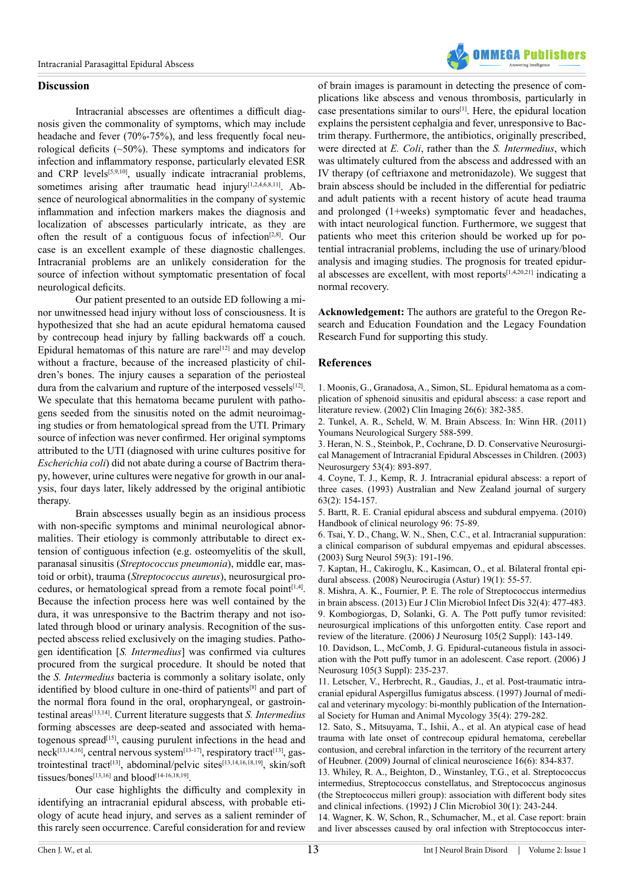## Discussion

Intracranial abscesses are oftentimes a difficult diagnosis given the commonality of symptoms, which may include headache and fever (70%-75%), and less frequently focal neurological deficits (~50%). These symptoms and indicators for infection and inflammatory response, particularly elevated ESR and CRP levels[5,9,10], usually indicate intracranial problems, sometimes arising after traumatic head injury[1,2,4,6,8,11]. Absence of neurological abnormalities in the company of systemic inflammation and infection markers makes the diagnosis and localization of abscesses particularly intricate, as they are often the result of a contiguous focus of infection[2,8]. Our case is an excellent example of these diagnostic challenges. Intracranial problems are an unlikely consideration for the source of infection without symptomatic presentation of focal neurological deficits.

Our patient presented to an outside ED following a minor unwitnessed head injury without loss of consciousness. It is hypothesized that she had an acute epidural hematoma caused by contrecoup head injury by falling backwards off a couch. Epidural hematomas of this nature are rare[12] and may develop without a fracture, because of the increased plasticity of children's bones. The injury causes a separation of the periosteal dura from the calvarium and rupture of the interposed vessels[12]. We speculate that this hematoma became purulent with pathogens seeded from the sinusitis noted on the admit neuroimaging studies or from hematological spread from the UTI. Primary source of infection was never confirmed. Her original symptoms attributed to the UTI (diagnosed with urine cultures positive for *Escherichia coli*) did not abate during a course of Bactrim therapy, however, urine cultures were negative for growth in our analysis, four days later, likely addressed by the original antibiotic therapy.

Brain abscesses usually begin as an insidious process with non-specific symptoms and minimal neurological abnormalities. Their etiology is commonly attributable to direct extension of contiguous infection (e.g. osteomyelitis of the skull, paranasal sinusitis (*Streptococcus pneumonia*), middle ear, mastoid or orbit), trauma (*Streptococcus aureus*), neurosurgical procedures, or hematological spread from a remote focal point[1,4]. Because the infection process here was well contained by the dura, it was unresponsive to the Bactrim therapy and not isolated through blood or urinary analysis. Recognition of the suspected abscess relied exclusively on the imaging studies. Pathogen identification [*S. Intermedius*] was confirmed via cultures procured from the surgical procedure. It should be noted that the *S. Intermedius* bacteria is commonly a solitary isolate, only identified by blood culture in one-third of patients[8] and part of the normal flora found in the oral, oropharyngeal, or gastrointestinal areas[13,14]. Current literature suggests that *S. Intermedius* forming abscesses are deep-seated and associated with hematogenous spread[15], causing purulent infections in the head and neck[13,14,16], central nervous system[13-17], respiratory tract[13], gastrointestinal tract[13], abdominal/pelvic sites[13,14,16,18,19], skin/soft tissues/bones[13,16] and blood[14-16,18,19].

Our case highlights the difficulty and complexity in identifying an intracranial epidural abscess, with probable etiology of acute head injury, and serves as a salient reminder of this rarely seen occurrence. Careful consideration for and review of brain images is paramount in detecting the presence of complications like abscess and venous thrombosis, particularly in case presentations similar to ours[1]. Here, the epidural location explains the persistent cephalgia and fever, unresponsive to Bactrim therapy. Furthermore, the antibiotics, originally prescribed, were directed at *E. Coli*, rather than the *S. Intermedius*, which was ultimately cultured from the abscess and addressed with an IV therapy (of ceftriaxone and metronidazole). We suggest that brain abscess should be included in the differential for pediatric and adult patients with a recent history of acute head trauma and prolonged (1+weeks) symptomatic fever and headaches, with intact neurological function. Furthermore, we suggest that patients who meet this criterion should be worked up for potential intracranial problems, including the use of urinary/blood analysis and imaging studies. The prognosis for treated epidural abscesses are excellent, with most reports[1,4,20,21] indicating a normal recovery.

**Acknowledgement:** The authors are grateful to the Oregon Research and Education Foundation and the Legacy Foundation Research Fund for supporting this study.

## References

1. Moonis, G., Granadosa, A., Simon, SL. Epidural hematoma as a complication of sphenoid sinusitis and epidural abscess: a case report and literature review. (2002) Clin Imaging 26(6): 382-385.
2. Tunkel, A. R., Scheld, W. M. Brain Abscess. In: Winn HR. (2011) Youmans Neurological Surgery 588-599.
3. Heran, N. S., Steinbok, P., Cochrane, D. D. Conservative Neurosurgical Management of Intracranial Epidural Abscesses in Children. (2003) Neurosurgery 53(4): 893-897.
4. Coyne, T. J., Kemp, R. J. Intracranial epidural abscess: a report of three cases. (1993) Australian and New Zealand journal of surgery 63(2): 154-157.
5. Bartt, R. E. Cranial epidural abscess and subdural empyema. (2010) Handbook of clinical neurology 96: 75-89.
6. Tsai, Y. D., Chang, W. N., Shen, C.C., et al. Intracranial suppuration: a clinical comparison of subdural empyemas and epidural abscesses. (2003) Surg Neurol 59(3): 191-196.
7. Kaptan, H., Cakiroglu, K., Kasimcan, O., et al. Bilateral frontal epidural abscess. (2008) Neurocirugia (Astur) 19(1): 55-57.
8. Mishra, A. K., Fournier, P. E. The role of Streptococcus intermedius in brain abscess. (2013) Eur J Clin Microbiol Infect Dis 32(4): 477-483.
9. Kombogiorgas, D, Solanki, G. A. The Pott puffy tumor revisited: neurosurgical implications of this unforgotten entity. Case report and review of the literature. (2006) J Neurosurg 105(2 Suppl): 143-149.
10. Davidson, L., McComb, J. G. Epidural-cutaneous fistula in association with the Pott puffy tumor in an adolescent. Case report. (2006) J Neurosurg 105(3 Suppl): 235-237.
11. Letscher, V., Herbrecht, R., Gaudias, J., et al. Post-traumatic intracranial epidural Aspergillus fumigatus abscess. (1997) Journal of medical and veterinary mycology: bi-monthly publication of the International Society for Human and Animal Mycology 35(4): 279-282.
12. Sato, S., Mitsuyama, T., Ishii, A., et al. An atypical case of head trauma with late onset of contrecoup epidural hematoma, cerebellar contusion, and cerebral infarction in the territory of the recurrent artery of Heubner. (2009) Journal of clinical neuroscience 16(6): 834-837.
13. Whiley, R. A., Beighton, D., Winstanley, T.G., et al. Streptococcus intermedius, Streptococcus constellatus, and Streptococcus anginosus (the Streptococcus milleri group): association with different body sites and clinical infections. (1992) J Clin Microbiol 30(1): 243-244.
14. Wagner, K. W, Schon, R., Schumacher, M., et al. Case report: brain and liver abscesses caused by oral infection with Streptococcus inter-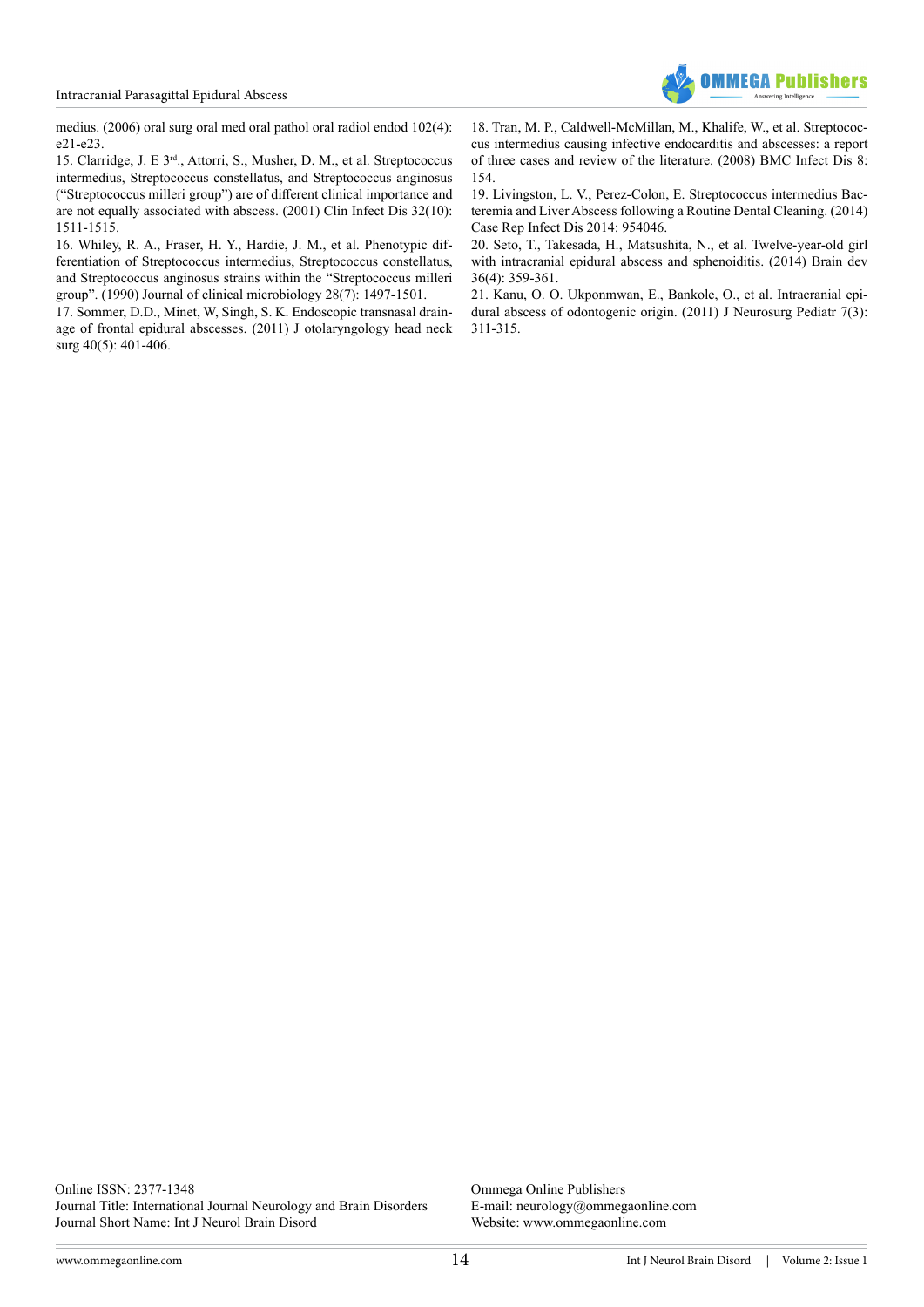medius. (2006) oral surg oral med oral pathol oral radiol endod 102(4): e21-e23.

15. Clarridge, J. E 3rd., Attorri, S., Musher, D. M., et al. Streptococcus intermedius, Streptococcus constellatus, and Streptococcus anginosus ("Streptococcus milleri group") are of different clinical importance and are not equally associated with abscess. (2001) Clin Infect Dis 32(10): 1511-1515.

16. Whiley, R. A., Fraser, H. Y., Hardie, J. M., et al. Phenotypic differentiation of Streptococcus intermedius, Streptococcus constellatus, and Streptococcus anginosus strains within the "Streptococcus milleri group". (1990) Journal of clinical microbiology 28(7): 1497-1501.

17. Sommer, D.D., Minet, W, Singh, S. K. Endoscopic transnasal drainage of frontal epidural abscesses. (2011) J otolaryngology head neck surg 40(5): 401-406.

18. Tran, M. P., Caldwell-McMillan, M., Khalife, W., et al. Streptococcus intermedius causing infective endocarditis and abscesses: a report of three cases and review of the literature. (2008) BMC Infect Dis 8: 154.

19. Livingston, L. V., Perez-Colon, E. Streptococcus intermedius Bacteremia and Liver Abscess following a Routine Dental Cleaning. (2014) Case Rep Infect Dis 2014: 954046.

20. Seto, T., Takesada, H., Matsushita, N., et al. Twelve-year-old girl with intracranial epidural abscess and sphenoiditis. (2014) Brain dev 36(4): 359-361.

21. Kanu, O. O. Ukponmwan, E., Bankole, O., et al. Intracranial epidural abscess of odontogenic origin. (2011) J Neurosurg Pediatr 7(3): 311-315.

Online ISSN: 2377-1348
Journal Title: International Journal Neurology and Brain Disorders
Journal Short Name: Int J Neurol Brain Disord

Ommega Online Publishers
E-mail: neurology@ommegaonline.com
Website: www.ommegaonline.com